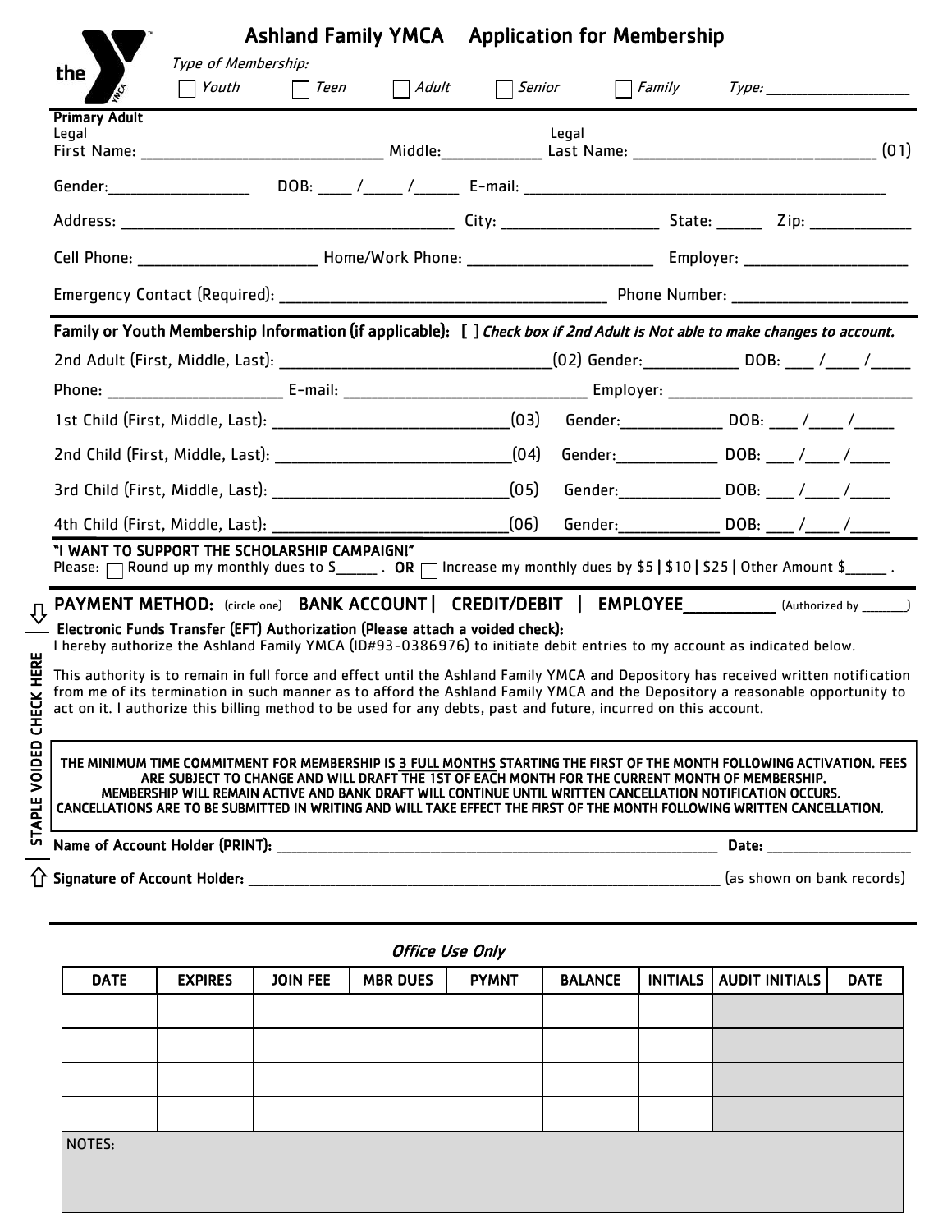# Ashland Family YMCA Application for Membership

Type of Membership:

☐ Youth ☐ Teen ☐ Adult ☐ Senior ☐ Family Type: ___________________

**Primary Adult**

Legal First Name: ___________________________ Middle:___________ Legal Last Name: ___________________________ (01)

Gender:_______________ DOB: ____ /_____ /______ E-mail: ___________________________________________

Address: ________________________________________ City: ___________________ State: _____ Zip: ____________

Cell Phone: _____________________ Home/Work Phone: _____________________ Employer: ____________________

Emergency Contact (Required): ______________________________________ Phone Number: _____________________

**Family or Youth Membership Information (if applicable):** [ ] *Check box if 2nd Adult is Not able to make changes to account.*

2nd Adult (First, Middle, Last): ________________________________(02) Gender:___________ DOB: ___ /____ /_____

Phone: ____________________ E-mail: ______________________________ Employer: _____________________________

1st Child (First, Middle, Last): ____________________________(03) Gender:____________ DOB: ___ /____ /_____

2nd Child (First, Middle, Last): ____________________________(04) Gender:____________ DOB: ___ /____ /_____

3rd Child (First, Middle, Last): ____________________________(05) Gender:____________ DOB: ___ /____ /_____

4th Child (First, Middle, Last): ____________________________(06) Gender:____________ DOB: ___ /____ /_____

**"I WANT TO SUPPORT THE SCHOLARSHIP CAMPAIGN!"**

Please: ☐ Round up my monthly dues to $_____ . **OR** ☐ Increase my monthly dues by $5 | $10 | $25 | Other Amount $_____ .

**PAYMENT METHOD:** (circle one) **BANK ACCOUNT | CREDIT/DEBIT | EMPLOYEE__________** (Authorized by _______)

STAPLE VOIDED CHECK HERE

**Electronic Funds Transfer (EFT) Authorization (Please attach a voided check):**

I hereby authorize the Ashland Family YMCA (ID#93-0386976) to initiate debit entries to my account as indicated below.

This authority is to remain in full force and effect until the Ashland Family YMCA and Depository has received written notification from me of its termination in such manner as to afford the Ashland Family YMCA and the Depository a reasonable opportunity to act on it. I authorize this billing method to be used for any debts, past and future, incurred on this account.

**THE MINIMUM TIME COMMITMENT FOR MEMBERSHIP IS 3 FULL MONTHS STARTING THE FIRST OF THE MONTH FOLLOWING ACTIVATION. FEES ARE SUBJECT TO CHANGE AND WILL DRAFT THE 1ST OF EACH MONTH FOR THE CURRENT MONTH OF MEMBERSHIP. MEMBERSHIP WILL REMAIN ACTIVE AND BANK DRAFT WILL CONTINUE UNTIL WRITTEN CANCELLATION NOTIFICATION OCCURS. CANCELLATIONS ARE TO BE SUBMITTED IN WRITING AND WILL TAKE EFFECT THE FIRST OF THE MONTH FOLLOWING WRITTEN CANCELLATION.**

**Name of Account Holder (PRINT):** ______________________________________________ **Date:** ________________

**Signature of Account Holder:** ______________________________________________ (as shown on bank records)

*Office Use Only*

| DATE | EXPIRES | JOIN FEE | MBR DUES | PYMNT | BALANCE | INITIALS | AUDIT INITIALS | DATE |
|---|---|---|---|---|---|---|---|---|
| | | | | | | | | |
| | | | | | | | | |
| | | | | | | | | |
| | | | | | | | | |

NOTES: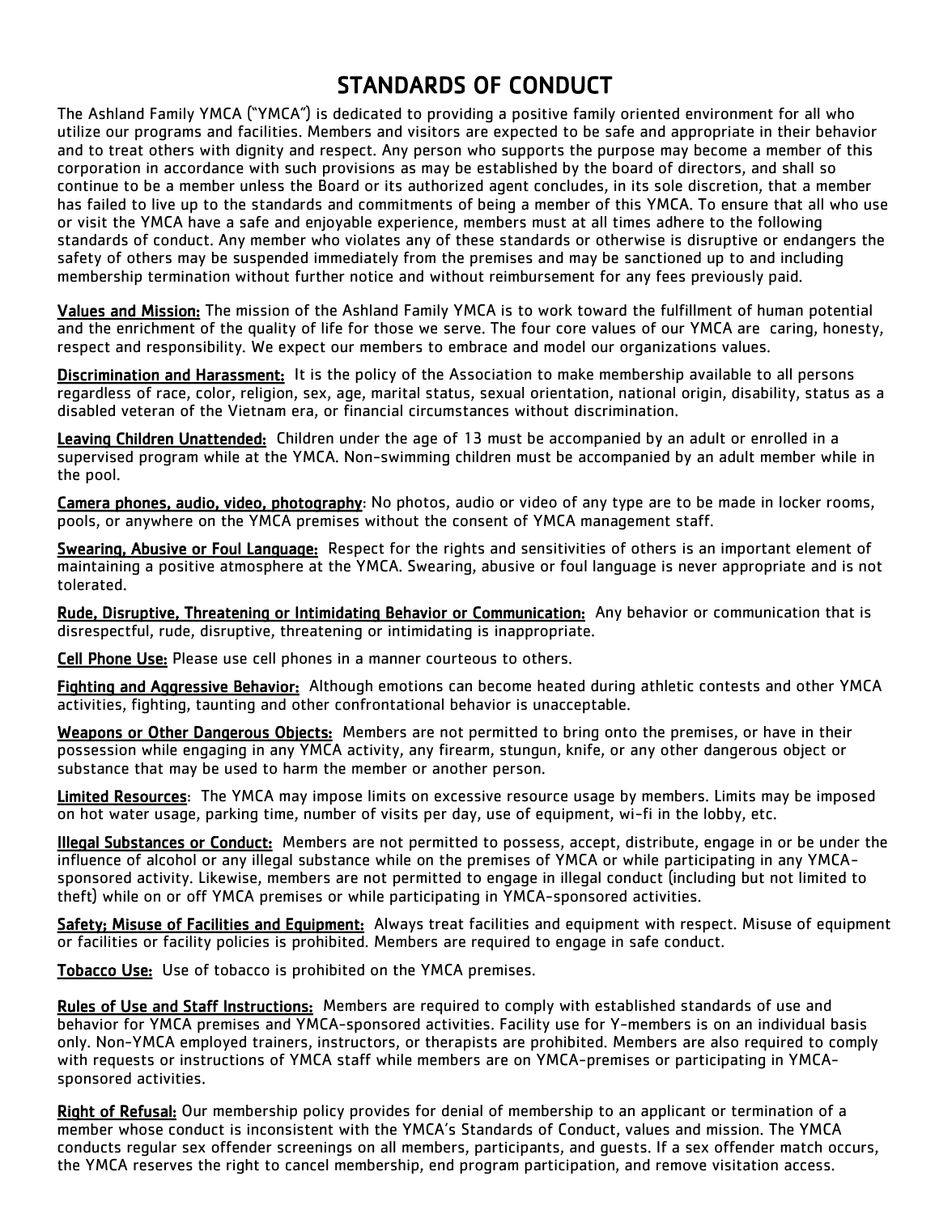# STANDARDS OF CONDUCT

The Ashland Family YMCA ("YMCA") is dedicated to providing a positive family oriented environment for all who utilize our programs and facilities. Members and visitors are expected to be safe and appropriate in their behavior and to treat others with dignity and respect. Any person who supports the purpose may become a member of this corporation in accordance with such provisions as may be established by the board of directors, and shall so continue to be a member unless the Board or its authorized agent concludes, in its sole discretion, that a member has failed to live up to the standards and commitments of being a member of this YMCA. To ensure that all who use or visit the YMCA have a safe and enjoyable experience, members must at all times adhere to the following standards of conduct. Any member who violates any of these standards or otherwise is disruptive or endangers the safety of others may be suspended immediately from the premises and may be sanctioned up to and including membership termination without further notice and without reimbursement for any fees previously paid.

**Values and Mission:** The mission of the Ashland Family YMCA is to work toward the fulfillment of human potential and the enrichment of the quality of life for those we serve. The four core values of our YMCA are caring, honesty, respect and responsibility. We expect our members to embrace and model our organizations values.

**Discrimination and Harassment:** It is the policy of the Association to make membership available to all persons regardless of race, color, religion, sex, age, marital status, sexual orientation, national origin, disability, status as a disabled veteran of the Vietnam era, or financial circumstances without discrimination.

**Leaving Children Unattended:** Children under the age of 13 must be accompanied by an adult or enrolled in a supervised program while at the YMCA. Non-swimming children must be accompanied by an adult member while in the pool.

**Camera phones, audio, video, photography**: No photos, audio or video of any type are to be made in locker rooms, pools, or anywhere on the YMCA premises without the consent of YMCA management staff.

**Swearing, Abusive or Foul Language:** Respect for the rights and sensitivities of others is an important element of maintaining a positive atmosphere at the YMCA. Swearing, abusive or foul language is never appropriate and is not tolerated.

**Rude, Disruptive, Threatening or Intimidating Behavior or Communication:** Any behavior or communication that is disrespectful, rude, disruptive, threatening or intimidating is inappropriate.

**Cell Phone Use:** Please use cell phones in a manner courteous to others.

**Fighting and Aggressive Behavior:** Although emotions can become heated during athletic contests and other YMCA activities, fighting, taunting and other confrontational behavior is unacceptable.

**Weapons or Other Dangerous Objects:** Members are not permitted to bring onto the premises, or have in their possession while engaging in any YMCA activity, any firearm, stungun, knife, or any other dangerous object or substance that may be used to harm the member or another person.

**Limited Resources**: The YMCA may impose limits on excessive resource usage by members. Limits may be imposed on hot water usage, parking time, number of visits per day, use of equipment, wi-fi in the lobby, etc.

**Illegal Substances or Conduct:** Members are not permitted to possess, accept, distribute, engage in or be under the influence of alcohol or any illegal substance while on the premises of YMCA or while participating in any YMCA-sponsored activity. Likewise, members are not permitted to engage in illegal conduct (including but not limited to theft) while on or off YMCA premises or while participating in YMCA-sponsored activities.

**Safety; Misuse of Facilities and Equipment:** Always treat facilities and equipment with respect. Misuse of equipment or facilities or facility policies is prohibited. Members are required to engage in safe conduct.

**Tobacco Use:** Use of tobacco is prohibited on the YMCA premises.

**Rules of Use and Staff Instructions:** Members are required to comply with established standards of use and behavior for YMCA premises and YMCA-sponsored activities. Facility use for Y-members is on an individual basis only. Non-YMCA employed trainers, instructors, or therapists are prohibited. Members are also required to comply with requests or instructions of YMCA staff while members are on YMCA-premises or participating in YMCA-sponsored activities.

**Right of Refusal:** Our membership policy provides for denial of membership to an applicant or termination of a member whose conduct is inconsistent with the YMCA's Standards of Conduct, values and mission. The YMCA conducts regular sex offender screenings on all members, participants, and guests. If a sex offender match occurs, the YMCA reserves the right to cancel membership, end program participation, and remove visitation access.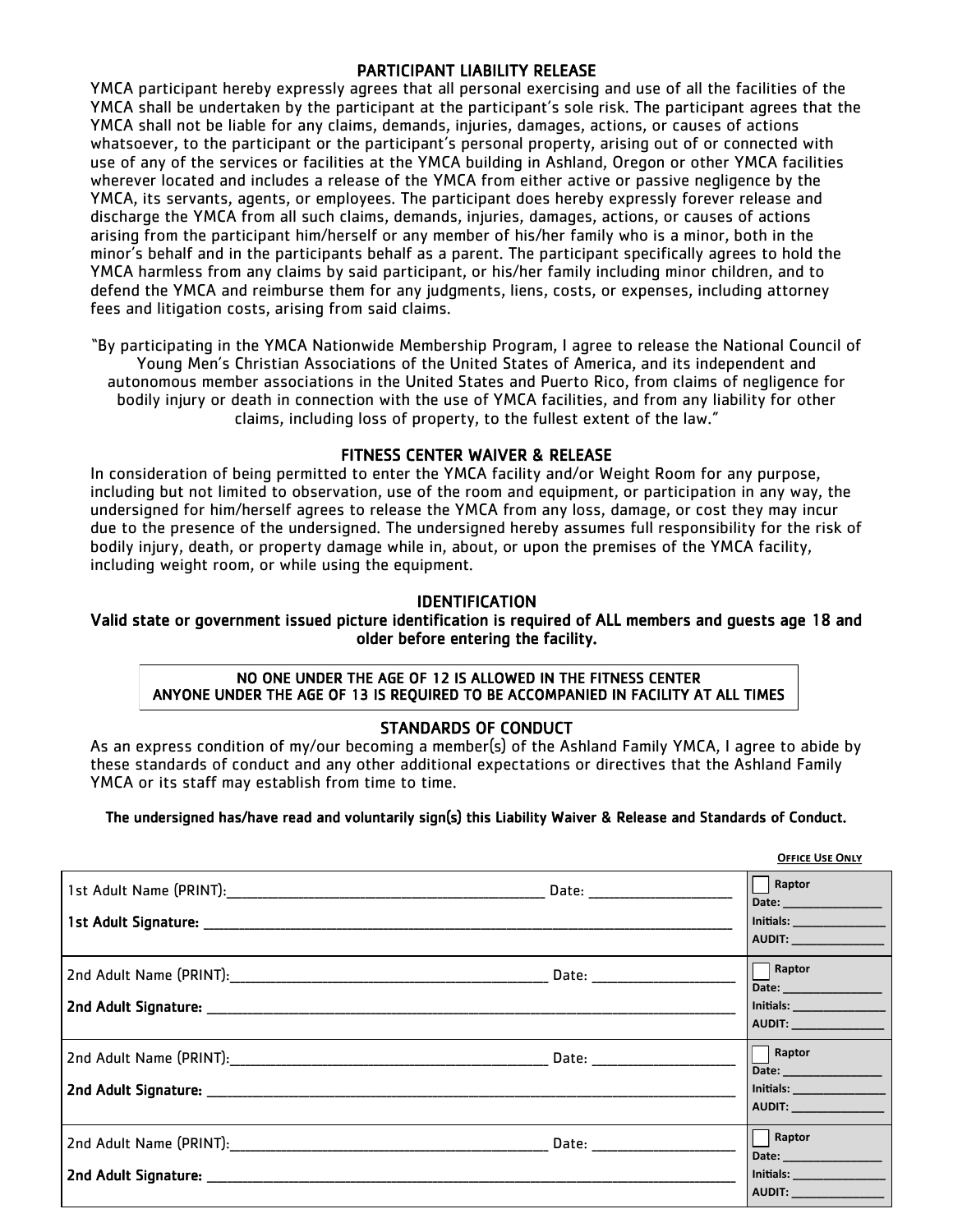## PARTICIPANT LIABILITY RELEASE

YMCA participant hereby expressly agrees that all personal exercising and use of all the facilities of the YMCA shall be undertaken by the participant at the participant's sole risk. The participant agrees that the YMCA shall not be liable for any claims, demands, injuries, damages, actions, or causes of actions whatsoever, to the participant or the participant's personal property, arising out of or connected with use of any of the services or facilities at the YMCA building in Ashland, Oregon or other YMCA facilities wherever located and includes a release of the YMCA from either active or passive negligence by the YMCA, its servants, agents, or employees. The participant does hereby expressly forever release and discharge the YMCA from all such claims, demands, injuries, damages, actions, or causes of actions arising from the participant him/herself or any member of his/her family who is a minor, both in the minor's behalf and in the participants behalf as a parent. The participant specifically agrees to hold the YMCA harmless from any claims by said participant, or his/her family including minor children, and to defend the YMCA and reimburse them for any judgments, liens, costs, or expenses, including attorney fees and litigation costs, arising from said claims.

"By participating in the YMCA Nationwide Membership Program, I agree to release the National Council of Young Men's Christian Associations of the United States of America, and its independent and autonomous member associations in the United States and Puerto Rico, from claims of negligence for bodily injury or death in connection with the use of YMCA facilities, and from any liability for other claims, including loss of property, to the fullest extent of the law."

## FITNESS CENTER WAIVER & RELEASE

In consideration of being permitted to enter the YMCA facility and/or Weight Room for any purpose, including but not limited to observation, use of the room and equipment, or participation in any way, the undersigned for him/herself agrees to release the YMCA from any loss, damage, or cost they may incur due to the presence of the undersigned. The undersigned hereby assumes full responsibility for the risk of bodily injury, death, or property damage while in, about, or upon the premises of the YMCA facility, including weight room, or while using the equipment.

## IDENTIFICATION

**Valid state or government issued picture identification is required of ALL members and guests age 18 and older before entering the facility.**

**NO ONE UNDER THE AGE OF 12 IS ALLOWED IN THE FITNESS CENTER**
**ANYONE UNDER THE AGE OF 13 IS REQUIRED TO BE ACCOMPANIED IN FACILITY AT ALL TIMES**

## STANDARDS OF CONDUCT

As an express condition of my/our becoming a member(s) of the Ashland Family YMCA, I agree to abide by these standards of conduct and any other additional expectations or directives that the Ashland Family YMCA or its staff may establish from time to time.

**The undersigned has/have read and voluntarily sign(s) this Liability Waiver & Release and Standards of Conduct.**

| | **OFFICE USE ONLY** |
|---|---|
| 1st Adult Name (PRINT):______________________ Date: ____________<br>**1st Adult Signature:** ______________________ | ☐ **Raptor**<br>**Date:** ________<br>**Initials:** ________<br>**AUDIT:** ________ |
| 2nd Adult Name (PRINT):______________________ Date: ____________<br>**2nd Adult Signature:** ______________________ | ☐ **Raptor**<br>**Date:** ________<br>**Initials:** ________<br>**AUDIT:** ________ |
| 2nd Adult Name (PRINT):______________________ Date: ____________<br>**2nd Adult Signature:** ______________________ | ☐ **Raptor**<br>**Date:** ________<br>**Initials:** ________<br>**AUDIT:** ________ |
| 2nd Adult Name (PRINT):______________________ Date: ____________<br>**2nd Adult Signature:** ______________________ | ☐ **Raptor**<br>**Date:** ________<br>**Initials:** ________<br>**AUDIT:** ________ |